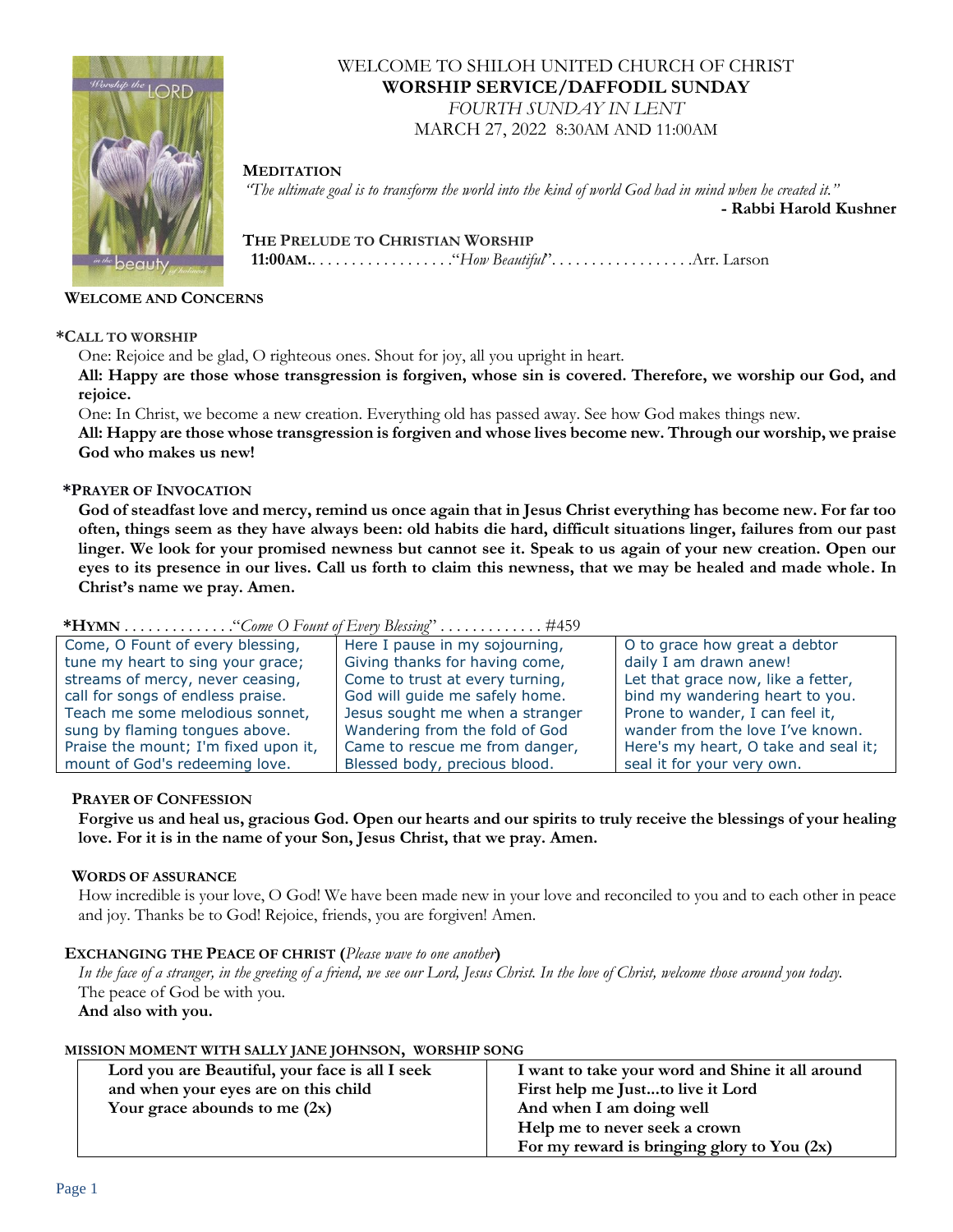WELCOME TO SHILOH UNITED CHURCH OF CHRIST

# WORSHIP SERVICE/DAFFODIL SUNDAY

*FOURTH SUNDAY IN LENT*

MARCH 27, 2022 8:30AM AND 11:00AM

**MEDITATION**

*"The ultimate goal is to transform the world into the kind of world God had in mind when he created it."*

**- Rabbi Harold Kushner**

**THE PRELUDE TO CHRISTIAN WORSHIP**

**11:00AM**. . . . . . . . . . . . . . . . . ."*How Beautiful*". . . . . . . . . . . . . . . . . .Arr. Larson

**WELCOME AND CONCERNS**

**\*CALL TO WORSHIP**

One: Rejoice and be glad, O righteous ones. Shout for joy, all you upright in heart.

**All: Happy are those whose transgression is forgiven, whose sin is covered. Therefore, we worship our God, and rejoice.**

One: In Christ, we become a new creation. Everything old has passed away. See how God makes things new.

**All: Happy are those whose transgression is forgiven and whose lives become new. Through our worship, we praise God who makes us new!**

**\*PRAYER OF INVOCATION**

**God of steadfast love and mercy, remind us once again that in Jesus Christ everything has become new. For far too often, things seem as they have always been: old habits die hard, difficult situations linger, failures from our past linger. We look for your promised newness but cannot see it. Speak to us again of your new creation. Open our eyes to its presence in our lives. Call us forth to claim this newness, that we may be healed and made whole. In Christ's name we pray. Amen.**

**\*HYMN** . . . . . . . . . . . . . ."*Come O Fount of Every Blessing*" . . . . . . . . . . . . #459

| | | |
|---|---|---|
| Come, O Fount of every blessing,<br>tune my heart to sing your grace;<br>streams of mercy, never ceasing,<br>call for songs of endless praise.<br>Teach me some melodious sonnet,<br>sung by flaming tongues above.<br>Praise the mount; I'm fixed upon it,<br>mount of God's redeeming love. | Here I pause in my sojourning,<br>Giving thanks for having come,<br>Come to trust at every turning,<br>God will guide me safely home.<br>Jesus sought me when a stranger<br>Wandering from the fold of God<br>Came to rescue me from danger,<br>Blessed body, precious blood. | O to grace how great a debtor<br>daily I am drawn anew!<br>Let that grace now, like a fetter,<br>bind my wandering heart to you.<br>Prone to wander, I can feel it,<br>wander from the love I've known.<br>Here's my heart, O take and seal it;<br>seal it for your very own. |

**PRAYER OF CONFESSION**

**Forgive us and heal us, gracious God. Open our hearts and our spirits to truly receive the blessings of your healing love. For it is in the name of your Son, Jesus Christ, that we pray. Amen.**

**WORDS OF ASSURANCE**

How incredible is your love, O God! We have been made new in your love and reconciled to you and to each other in peace and joy. Thanks be to God! Rejoice, friends, you are forgiven! Amen.

**EXCHANGING THE PEACE OF CHRIST (***Please wave to one another***)**

*In the face of a stranger, in the greeting of a friend, we see our Lord, Jesus Christ. In the love of Christ, welcome those around you today.*

The peace of God be with you.

**And also with you.**

**MISSION MOMENT WITH SALLY JANE JOHNSON, WORSHIP SONG**

| | |
|---|---|
| **Lord you are Beautiful, your face is all I seek<br>and when your eyes are on this child<br>Your grace abounds to me (2x)** | **I want to take your word and Shine it all around<br>First help me Just...to live it Lord<br>And when I am doing well<br>Help me to never seek a crown<br>For my reward is bringing glory to You (2x)** |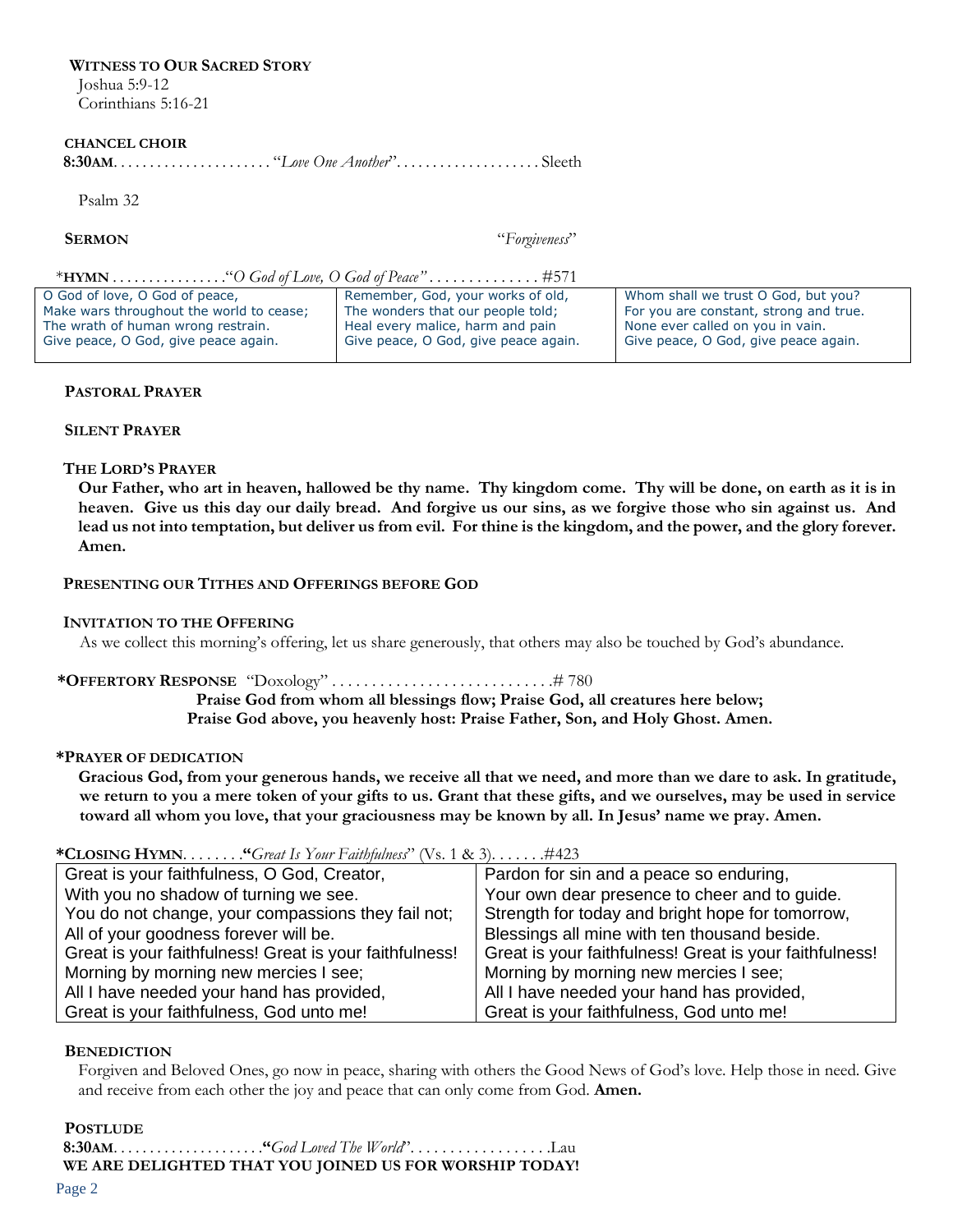**WITNESS TO OUR SACRED STORY**

Joshua 5:9-12
Corinthians 5:16-21

**CHANCEL CHOIR**

**8:30AM**. . . . . . . . . . . . . . . . . . . . . "*Love One Another*". . . . . . . . . . . . . . . . . . . Sleeth

Psalm 32

**SERMON** "*Forgiveness*"

*__HYMN__ . . . . . . . . . . . . . . . "*O God of Love, O God of Peace"* . . . . . . . . . . . . . . #571

| | | |
|---|---|---|
| O God of love, O God of peace,<br>Make wars throughout the world to cease;<br>The wrath of human wrong restrain.<br>Give peace, O God, give peace again. | Remember, God, your works of old,<br>The wonders that our people told;<br>Heal every malice, harm and pain<br>Give peace, O God, give peace again. | Whom shall we trust O God, but you?<br>For you are constant, strong and true.<br>None ever called on you in vain.<br>Give peace, O God, give peace again. |

**PASTORAL PRAYER**

**SILENT PRAYER**

**THE LORD'S PRAYER**

**Our Father, who art in heaven, hallowed be thy name. Thy kingdom come. Thy will be done, on earth as it is in heaven. Give us this day our daily bread. And forgive us our sins, as we forgive those who sin against us. And lead us not into temptation, but deliver us from evil. For thine is the kingdom, and the power, and the glory forever. Amen.**

**PRESENTING OUR TITHES AND OFFERINGS BEFORE GOD**

**INVITATION TO THE OFFERING**

As we collect this morning's offering, let us share generously, that others may also be touched by God's abundance.

***OFFERTORY RESPONSE** "Doxology" . . . . . . . . . . . . . . . . . . . . . . . . . . . .# 780

**Praise God from whom all blessings flow; Praise God, all creatures here below;**
**Praise God above, you heavenly host: Praise Father, Son, and Holy Ghost. Amen.**

***PRAYER OF DEDICATION**

**Gracious God, from your generous hands, we receive all that we need, and more than we dare to ask. In gratitude, we return to you a mere token of your gifts to us. Grant that these gifts, and we ourselves, may be used in service toward all whom you love, that your graciousness may be known by all. In Jesus' name we pray. Amen.**

***CLOSING HYMN**. . . . . . . . **"***Great Is Your Faithfulness*" (Vs. 1 & 3). . . . . . .#423

| | |
|---|---|
| Great is your faithfulness, O God, Creator,<br>With you no shadow of turning we see.<br>You do not change, your compassions they fail not;<br>All of your goodness forever will be.<br>Great is your faithfulness! Great is your faithfulness!<br>Morning by morning new mercies I see;<br>All I have needed your hand has provided,<br>Great is your faithfulness, God unto me! | Pardon for sin and a peace so enduring,<br>Your own dear presence to cheer and to guide.<br>Strength for today and bright hope for tomorrow,<br>Blessings all mine with ten thousand beside.<br>Great is your faithfulness! Great is your faithfulness!<br>Morning by morning new mercies I see;<br>All I have needed your hand has provided,<br>Great is your faithfulness, God unto me! |

**BENEDICTION**

Forgiven and Beloved Ones, go now in peace, sharing with others the Good News of God's love. Help those in need. Give and receive from each other the joy and peace that can only come from God. **Amen.**

**POSTLUDE**

**8:30AM**. . . . . . . . . . . . . . . . . . . .**"***God Loved The World*". . . . . . . . . . . . . . . . . .Lau

**WE ARE DELIGHTED THAT YOU JOINED US FOR WORSHIP TODAY!**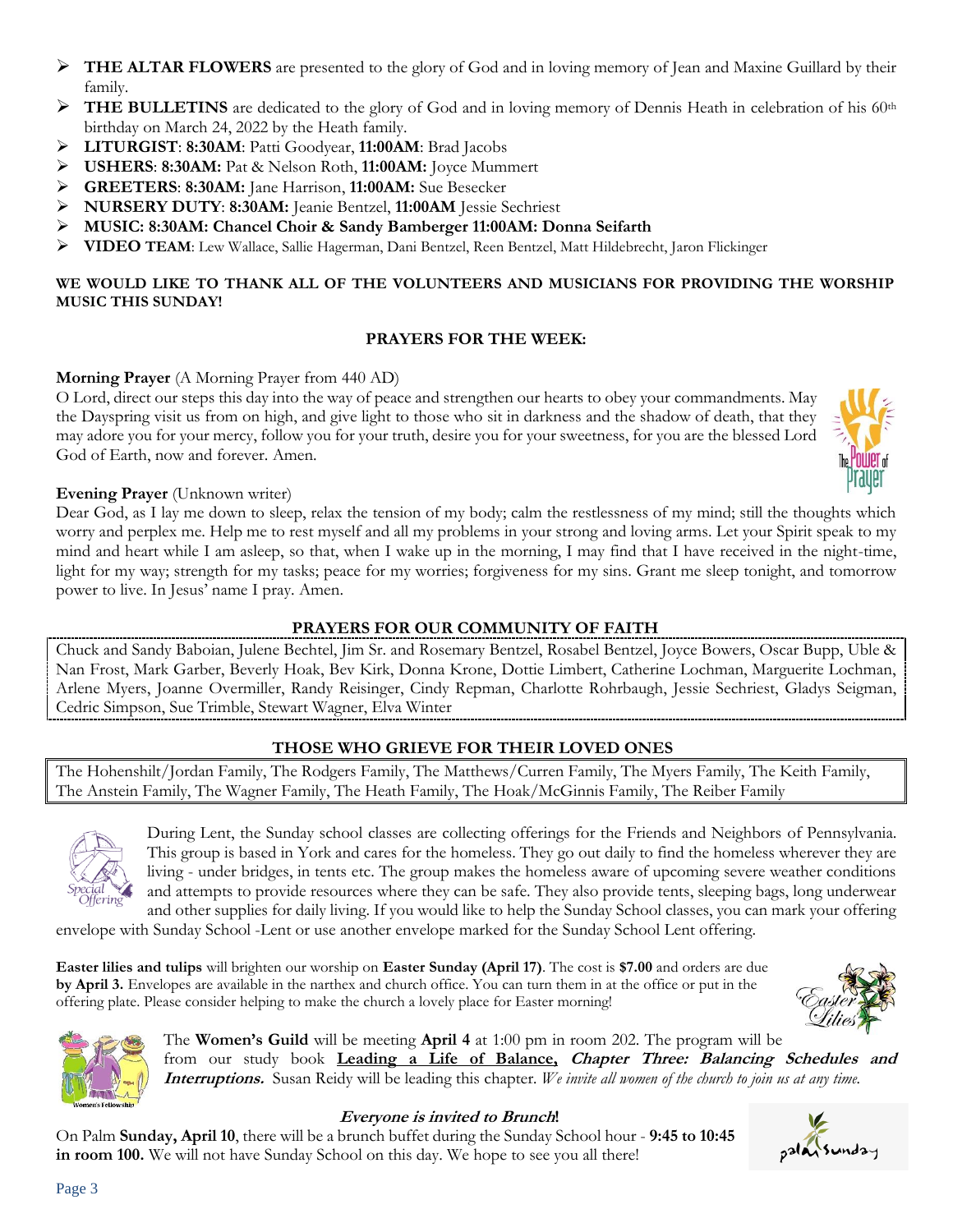- **THE ALTAR FLOWERS** are presented to the glory of God and in loving memory of Jean and Maxine Guillard by their family.
- **THE BULLETINS** are dedicated to the glory of God and in loving memory of Dennis Heath in celebration of his 60th birthday on March 24, 2022 by the Heath family.
- **LITURGIST**: **8:30AM**: Patti Goodyear, **11:00AM**: Brad Jacobs
- **USHERS**: **8:30AM:** Pat & Nelson Roth, **11:00AM:** Joyce Mummert
- **GREETERS**: **8:30AM:** Jane Harrison, **11:00AM:** Sue Besecker
- **NURSERY DUTY**: **8:30AM:** Jeanie Bentzel, **11:00AM** Jessie Sechriest
- **MUSIC: 8:30AM: Chancel Choir & Sandy Bamberger 11:00AM: Donna Seifarth**
- **VIDEO TEAM**: Lew Wallace, Sallie Hagerman, Dani Bentzel, Reen Bentzel, Matt Hildebrecht, Jaron Flickinger

**WE WOULD LIKE TO THANK ALL OF THE VOLUNTEERS AND MUSICIANS FOR PROVIDING THE WORSHIP MUSIC THIS SUNDAY!**

## PRAYERS FOR THE WEEK:

**Morning Prayer** (A Morning Prayer from 440 AD)
O Lord, direct our steps this day into the way of peace and strengthen our hearts to obey your commandments. May the Dayspring visit us from on high, and give light to those who sit in darkness and the shadow of death, that they may adore you for your mercy, follow you for your truth, desire you for your sweetness, for you are the blessed Lord God of Earth, now and forever. Amen.

**Evening Prayer** (Unknown writer)
Dear God, as I lay me down to sleep, relax the tension of my body; calm the restlessness of my mind; still the thoughts which worry and perplex me. Help me to rest myself and all my problems in your strong and loving arms. Let your Spirit speak to my mind and heart while I am asleep, so that, when I wake up in the morning, I may find that I have received in the night-time, light for my way; strength for my tasks; peace for my worries; forgiveness for my sins. Grant me sleep tonight, and tomorrow power to live. In Jesus' name I pray. Amen.

## PRAYERS FOR OUR COMMUNITY OF FAITH

Chuck and Sandy Baboian, Julene Bechtel, Jim Sr. and Rosemary Bentzel, Rosabel Bentzel, Joyce Bowers, Oscar Bupp, Uble & Nan Frost, Mark Garber, Beverly Hoak, Bev Kirk, Donna Krone, Dottie Limbert, Catherine Lochman, Marguerite Lochman, Arlene Myers, Joanne Overmiller, Randy Reisinger, Cindy Repman, Charlotte Rohrbaugh, Jessie Sechriest, Gladys Seigman, Cedric Simpson, Sue Trimble, Stewart Wagner, Elva Winter

## THOSE WHO GRIEVE FOR THEIR LOVED ONES

The Hohenshilt/Jordan Family, The Rodgers Family, The Matthews/Curren Family, The Myers Family, The Keith Family, The Anstein Family, The Wagner Family, The Heath Family, The Hoak/McGinnis Family, The Reiber Family

During Lent, the Sunday school classes are collecting offerings for the Friends and Neighbors of Pennsylvania. This group is based in York and cares for the homeless. They go out daily to find the homeless wherever they are living - under bridges, in tents etc. The group makes the homeless aware of upcoming severe weather conditions and attempts to provide resources where they can be safe. They also provide tents, sleeping bags, long underwear and other supplies for daily living. If you would like to help the Sunday School classes, you can mark your offering envelope with Sunday School -Lent or use another envelope marked for the Sunday School Lent offering.

**Easter lilies and tulips** will brighten our worship on **Easter Sunday (April 17)**. The cost is **$7.00** and orders are due **by April 3.** Envelopes are available in the narthex and church office. You can turn them in at the office or put in the offering plate. Please consider helping to make the church a lovely place for Easter morning!

The **Women's Guild** will be meeting **April 4** at 1:00 pm in room 202. The program will be from our study book **<u>Leading a Life of Balance,</u>** ***Chapter Three: Balancing Schedules and Interruptions.*** Susan Reidy will be leading this chapter. *We invite all women of the church to join us at any time.*

***Everyone is invited to Brunch!***

On Palm **Sunday, April 10**, there will be a brunch buffet during the Sunday School hour - **9:45 to 10:45 in room 100.** We will not have Sunday School on this day. We hope to see you all there!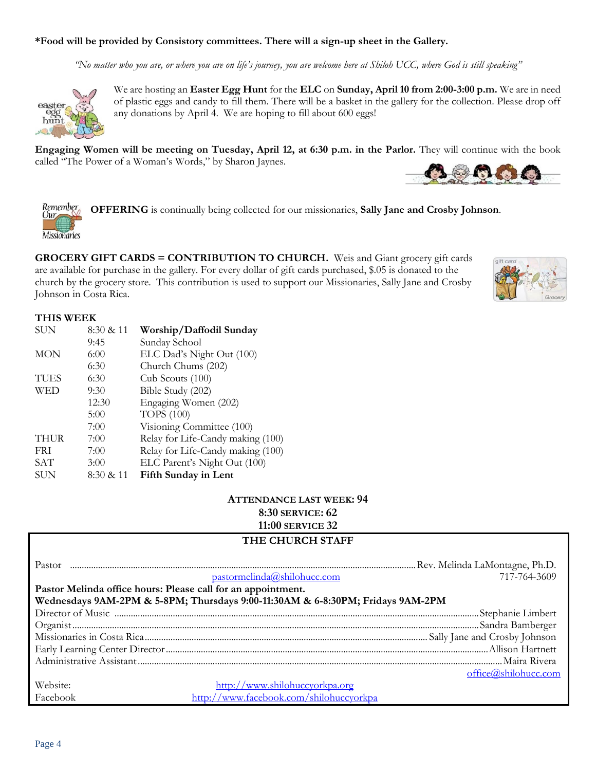**\*Food will be provided by Consistory committees. There will a sign-up sheet in the Gallery.**

*"No matter who you are, or where you are on life's journey, you are welcome here at Shiloh UCC, where God is still speaking"*

We are hosting an **Easter Egg Hunt** for the **ELC** on **Sunday, April 10 from 2:00-3:00 p.m.** We are in need of plastic eggs and candy to fill them. There will be a basket in the gallery for the collection. Please drop off any donations by April 4. We are hoping to fill about 600 eggs!

**Engaging Women will be meeting on Tuesday, April 12, at 6:30 p.m. in the Parlor.** They will continue with the book called "The Power of a Woman's Words," by Sharon Jaynes.

**OFFERING** is continually being collected for our missionaries, **Sally Jane and Crosby Johnson**.

**GROCERY GIFT CARDS = CONTRIBUTION TO CHURCH.** Weis and Giant grocery gift cards are available for purchase in the gallery. For every dollar of gift cards purchased, $.05 is donated to the church by the grocery store. This contribution is used to support our Missionaries, Sally Jane and Crosby Johnson in Costa Rica.

**THIS WEEK**

| | | |
|---|---|---|
| SUN | 8:30 & 11 | **Worship/Daffodil Sunday** |
| | 9:45 | Sunday School |
| MON | 6:00 | ELC Dad's Night Out (100) |
| | 6:30 | Church Chums (202) |
| TUES | 6:30 | Cub Scouts (100) |
| WED | 9:30 | Bible Study (202) |
| | 12:30 | Engaging Women (202) |
| | 5:00 | TOPS (100) |
| | 7:00 | Visioning Committee (100) |
| THUR | 7:00 | Relay for Life-Candy making (100) |
| FRI | 7:00 | Relay for Life-Candy making (100) |
| SAT | 3:00 | ELC Parent's Night Out (100) |
| SUN | 8:30 & 11 | **Fifth Sunday in Lent** |

**ATTENDANCE LAST WEEK: 94**
**8:30 SERVICE: 62**
**11:00 SERVICE 32**

**THE CHURCH STAFF**

Pastor .................................................. Rev. Melinda LaMontagne, Ph.D.
pastormelinda@shilohucc.com 717-764-3609

**Pastor Melinda office hours: Please call for an appointment.**
**Wednesdays 9AM-2PM & 5-8PM; Thursdays 9:00-11:30AM & 6-8:30PM; Fridays 9AM-2PM**

Director of Music .................................................. Stephanie Limbert
Organist .................................................. Sandra Bamberger
Missionaries in Costa Rica .................................................. Sally Jane and Crosby Johnson
Early Learning Center Director .................................................. Allison Hartnett
Administrative Assistant .................................................. Maira Rivera
office@shilohucc.com

Website: http://www.shilohuccyorkpa.org
Facebook http://www.facebook.com/shilohuccyorkpa